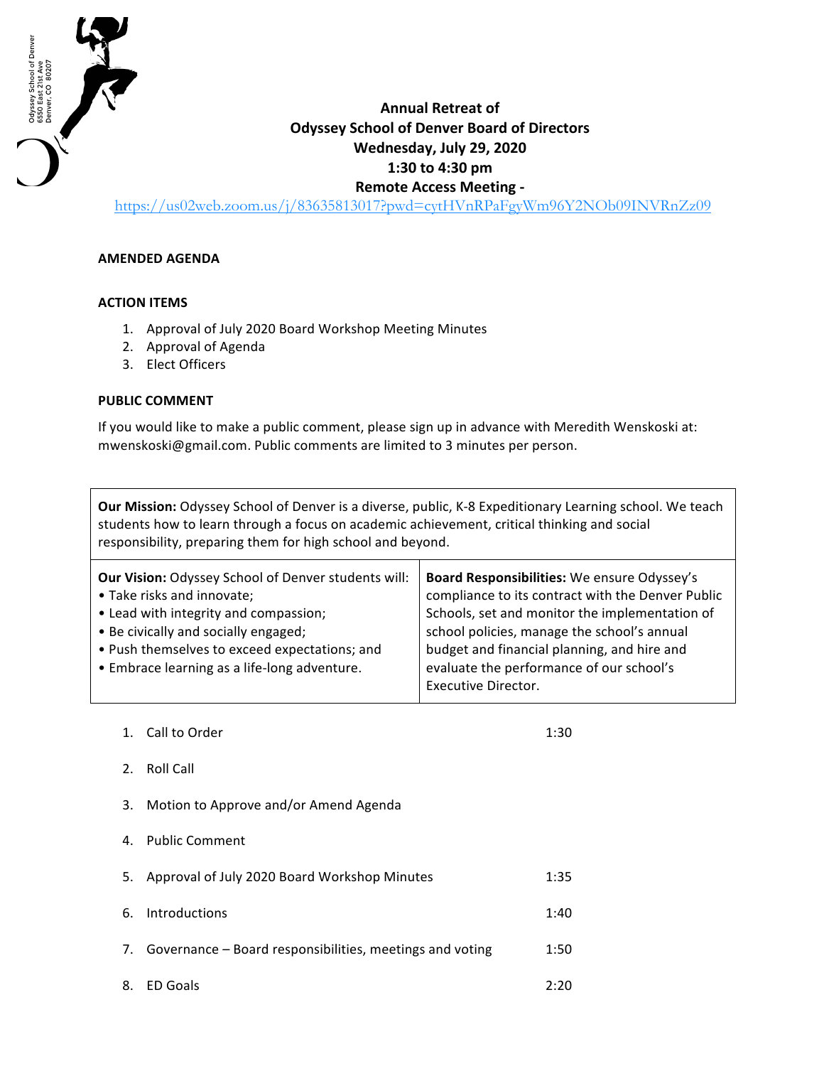Odyssey School of Denver
6550 East 21st Ave
Denver, CO 80207

# Annual Retreat of Odyssey School of Denver Board of Directors

**Wednesday, July 29, 2020**

**1:30 to 4:30 pm**

**Remote Access Meeting -**

https://us02web.zoom.us/j/83635813017?pwd=cytHVnRPaFgyWm96Y2NOb09INVRnZz09

**AMENDED AGENDA**

**ACTION ITEMS**

1. Approval of July 2020 Board Workshop Meeting Minutes
2. Approval of Agenda
3. Elect Officers

**PUBLIC COMMENT**

If you would like to make a public comment, please sign up in advance with Meredith Wenskoski at: mwenskoski@gmail.com. Public comments are limited to 3 minutes per person.

**Our Mission:** Odyssey School of Denver is a diverse, public, K-8 Expeditionary Learning school. We teach students how to learn through a focus on academic achievement, critical thinking and social responsibility, preparing them for high school and beyond.

**Our Vision:** Odyssey School of Denver students will:
- Take risks and innovate;
- Lead with integrity and compassion;
- Be civically and socially engaged;
- Push themselves to exceed expectations; and
- Embrace learning as a life-long adventure.

**Board Responsibilities:** We ensure Odyssey's compliance to its contract with the Denver Public Schools, set and monitor the implementation of school policies, manage the school's annual budget and financial planning, and hire and evaluate the performance of our school's Executive Director.

| Item | Time |
|---|---|
| 1. Call to Order | 1:30 |
| 2. Roll Call | |
| 3. Motion to Approve and/or Amend Agenda | |
| 4. Public Comment | |
| 5. Approval of July 2020 Board Workshop Minutes | 1:35 |
| 6. Introductions | 1:40 |
| 7. Governance – Board responsibilities, meetings and voting | 1:50 |
| 8. ED Goals | 2:20 |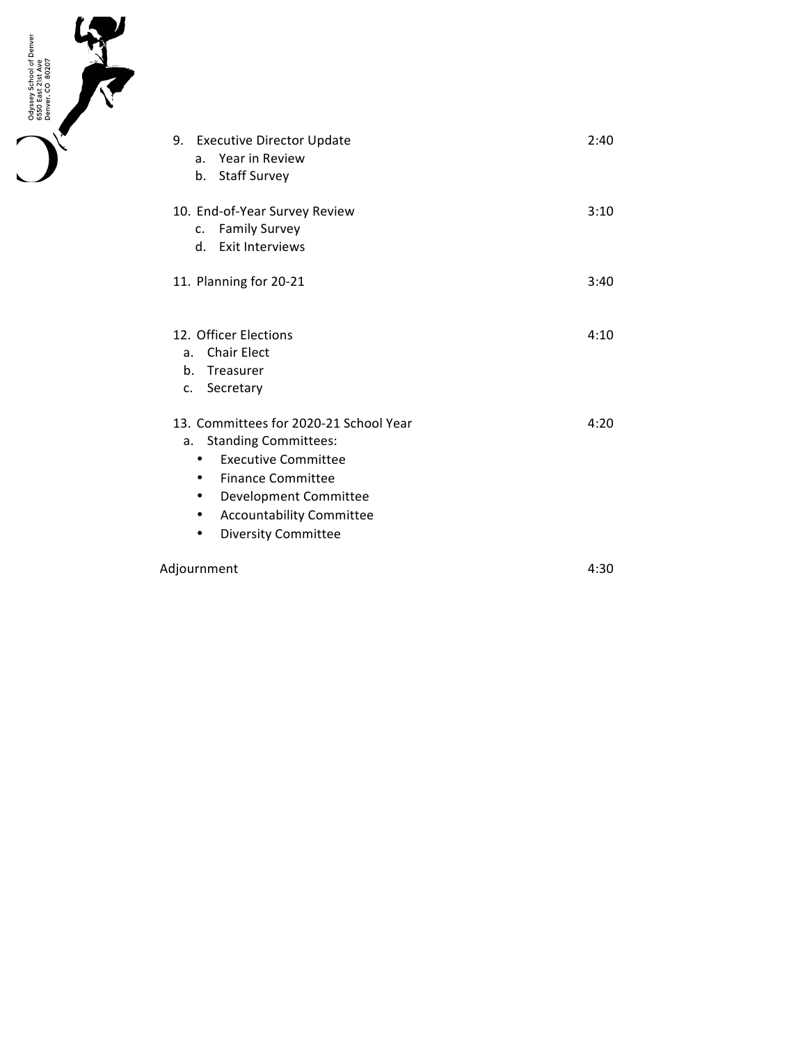9. Executive Director Update 2:40
   a. Year in Review
   b. Staff Survey

10. End-of-Year Survey Review 3:10
    c. Family Survey
    d. Exit Interviews

11. Planning for 20-21 3:40

12. Officer Elections 4:10
    a. Chair Elect
    b. Treasurer
    c. Secretary

13. Committees for 2020-21 School Year 4:20
    a. Standing Committees:
       - Executive Committee
       - Finance Committee
       - Development Committee
       - Accountability Committee
       - Diversity Committee

Adjournment 4:30